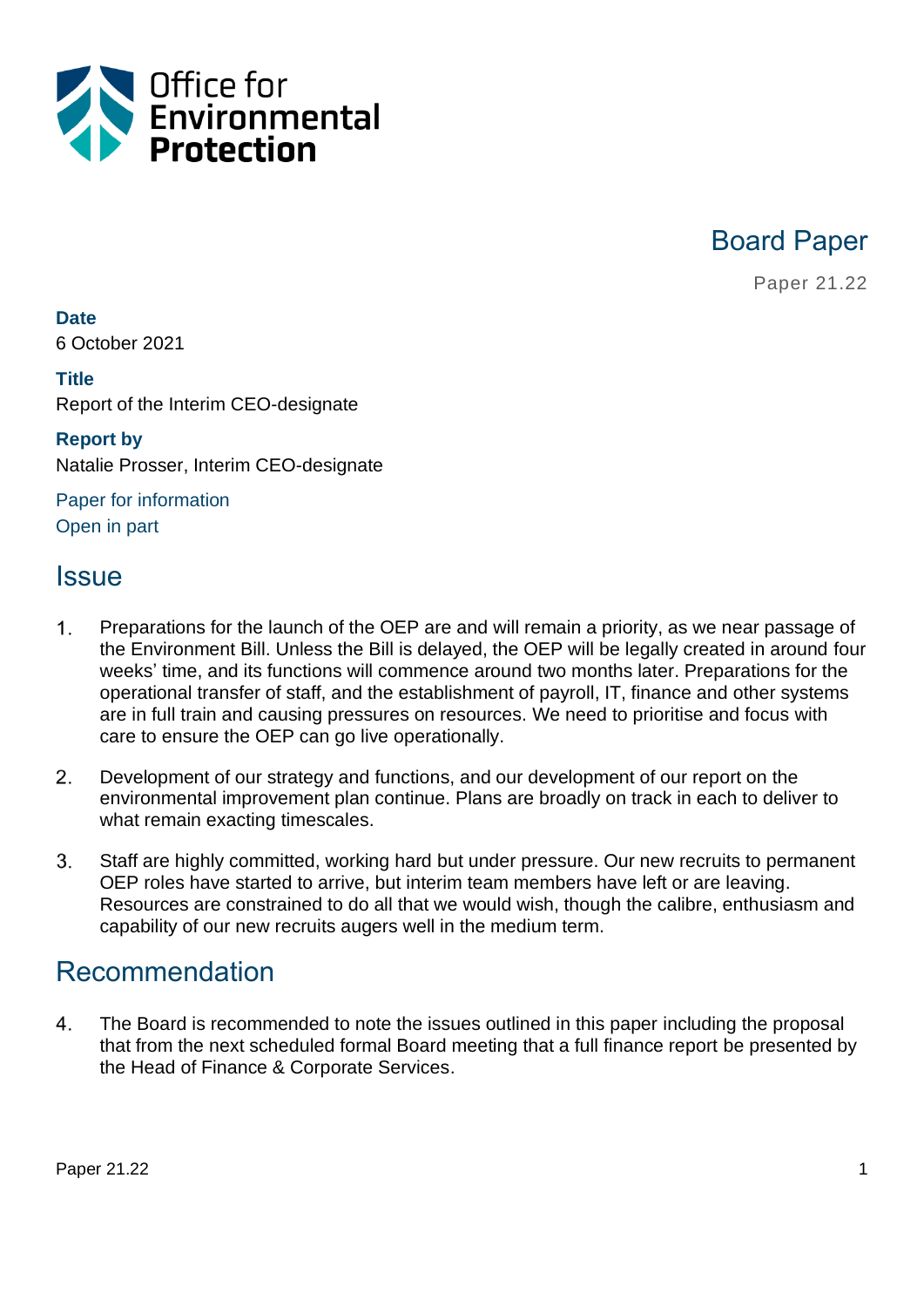Office for **Environmental Protection**

# Board Paper

Paper 21.22

**Date**
6 October 2021

**Title**
Report of the Interim CEO-designate

**Report by**
Natalie Prosser, Interim CEO-designate

Paper for information
Open in part

## Issue

1. Preparations for the launch of the OEP are and will remain a priority, as we near passage of the Environment Bill. Unless the Bill is delayed, the OEP will be legally created in around four weeks' time, and its functions will commence around two months later. Preparations for the operational transfer of staff, and the establishment of payroll, IT, finance and other systems are in full train and causing pressures on resources. We need to prioritise and focus with care to ensure the OEP can go live operationally.

2. Development of our strategy and functions, and our development of our report on the environmental improvement plan continue. Plans are broadly on track in each to deliver to what remain exacting timescales.

3. Staff are highly committed, working hard but under pressure. Our new recruits to permanent OEP roles have started to arrive, but interim team members have left or are leaving. Resources are constrained to do all that we would wish, though the calibre, enthusiasm and capability of our new recruits augers well in the medium term.

## Recommendation

4. The Board is recommended to note the issues outlined in this paper including the proposal that from the next scheduled formal Board meeting that a full finance report be presented by the Head of Finance & Corporate Services.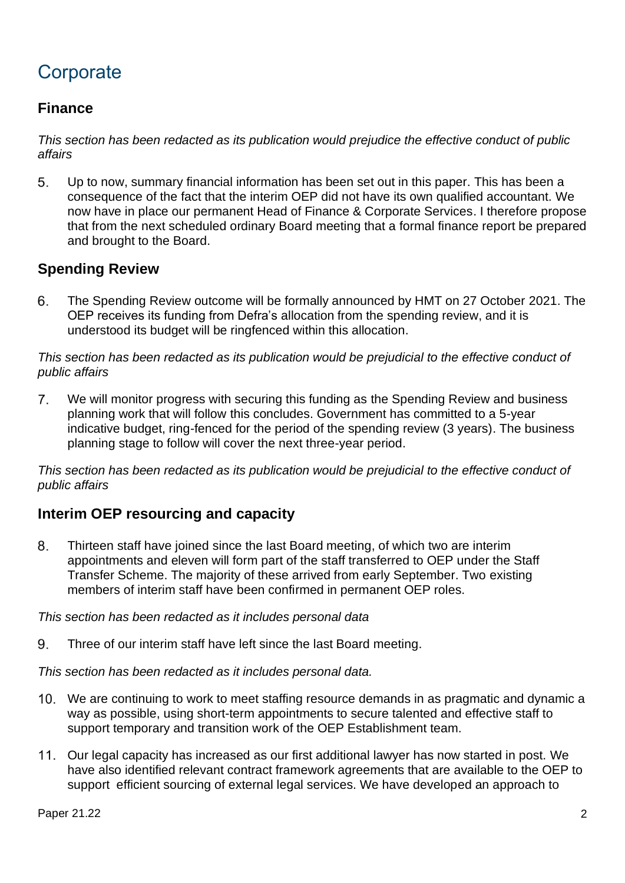# Corporate

## Finance

*This section has been redacted as its publication would prejudice the effective conduct of public affairs*

5. Up to now, summary financial information has been set out in this paper. This has been a consequence of the fact that the interim OEP did not have its own qualified accountant. We now have in place our permanent Head of Finance & Corporate Services. I therefore propose that from the next scheduled ordinary Board meeting that a formal finance report be prepared and brought to the Board.

## Spending Review

6. The Spending Review outcome will be formally announced by HMT on 27 October 2021. The OEP receives its funding from Defra's allocation from the spending review, and it is understood its budget will be ringfenced within this allocation.

*This section has been redacted as its publication would be prejudicial to the effective conduct of public affairs*

7. We will monitor progress with securing this funding as the Spending Review and business planning work that will follow this concludes. Government has committed to a 5-year indicative budget, ring-fenced for the period of the spending review (3 years). The business planning stage to follow will cover the next three-year period.

*This section has been redacted as its publication would be prejudicial to the effective conduct of public affairs*

## Interim OEP resourcing and capacity

8. Thirteen staff have joined since the last Board meeting, of which two are interim appointments and eleven will form part of the staff transferred to OEP under the Staff Transfer Scheme. The majority of these arrived from early September. Two existing members of interim staff have been confirmed in permanent OEP roles.

*This section has been redacted as it includes personal data*

9. Three of our interim staff have left since the last Board meeting.

*This section has been redacted as it includes personal data.*

10. We are continuing to work to meet staffing resource demands in as pragmatic and dynamic a way as possible, using short-term appointments to secure talented and effective staff to support temporary and transition work of the OEP Establishment team.

11. Our legal capacity has increased as our first additional lawyer has now started in post. We have also identified relevant contract framework agreements that are available to the OEP to support efficient sourcing of external legal services. We have developed an approach to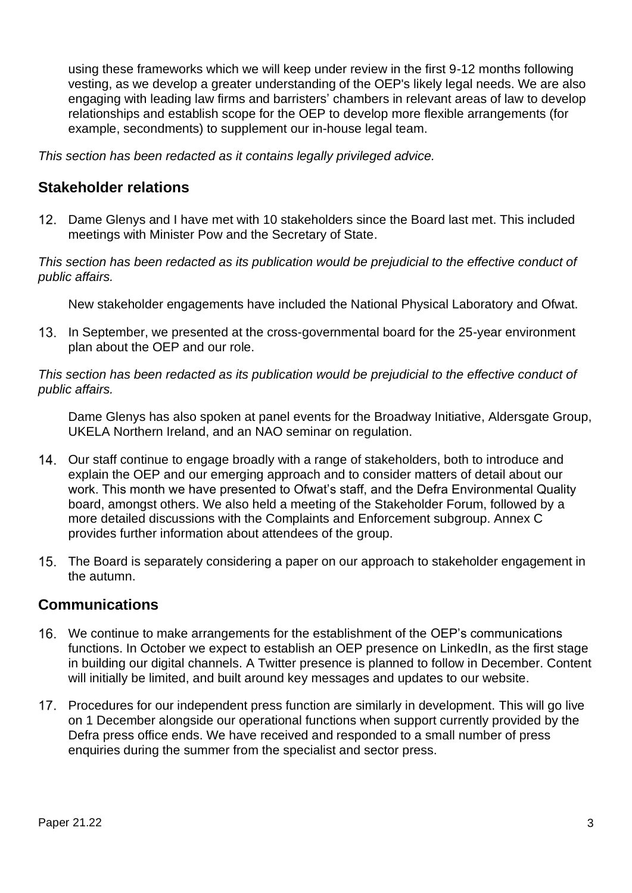using these frameworks which we will keep under review in the first 9-12 months following vesting, as we develop a greater understanding of the OEP's likely legal needs. We are also engaging with leading law firms and barristers' chambers in relevant areas of law to develop relationships and establish scope for the OEP to develop more flexible arrangements (for example, secondments) to supplement our in-house legal team.

*This section has been redacted as it contains legally privileged advice.*

## Stakeholder relations

12. Dame Glenys and I have met with 10 stakeholders since the Board last met. This included meetings with Minister Pow and the Secretary of State.

*This section has been redacted as its publication would be prejudicial to the effective conduct of public affairs.*

New stakeholder engagements have included the National Physical Laboratory and Ofwat.

13. In September, we presented at the cross-governmental board for the 25-year environment plan about the OEP and our role.

*This section has been redacted as its publication would be prejudicial to the effective conduct of public affairs.*

Dame Glenys has also spoken at panel events for the Broadway Initiative, Aldersgate Group, UKELA Northern Ireland, and an NAO seminar on regulation.

14. Our staff continue to engage broadly with a range of stakeholders, both to introduce and explain the OEP and our emerging approach and to consider matters of detail about our work. This month we have presented to Ofwat's staff, and the Defra Environmental Quality board, amongst others. We also held a meeting of the Stakeholder Forum, followed by a more detailed discussions with the Complaints and Enforcement subgroup. Annex C provides further information about attendees of the group.

15. The Board is separately considering a paper on our approach to stakeholder engagement in the autumn.

## Communications

16. We continue to make arrangements for the establishment of the OEP's communications functions. In October we expect to establish an OEP presence on LinkedIn, as the first stage in building our digital channels. A Twitter presence is planned to follow in December. Content will initially be limited, and built around key messages and updates to our website.

17. Procedures for our independent press function are similarly in development. This will go live on 1 December alongside our operational functions when support currently provided by the Defra press office ends. We have received and responded to a small number of press enquiries during the summer from the specialist and sector press.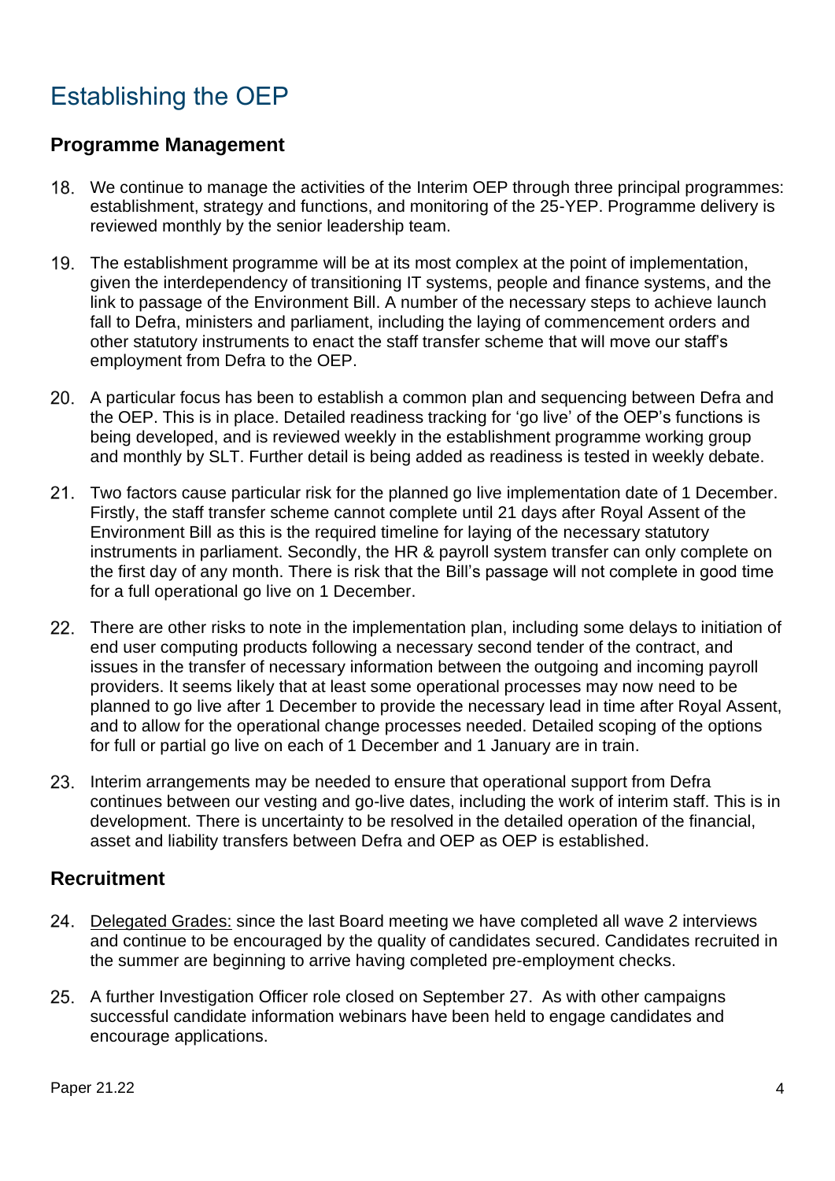# Establishing the OEP

## Programme Management

18. We continue to manage the activities of the Interim OEP through three principal programmes: establishment, strategy and functions, and monitoring of the 25-YEP. Programme delivery is reviewed monthly by the senior leadership team.

19. The establishment programme will be at its most complex at the point of implementation, given the interdependency of transitioning IT systems, people and finance systems, and the link to passage of the Environment Bill. A number of the necessary steps to achieve launch fall to Defra, ministers and parliament, including the laying of commencement orders and other statutory instruments to enact the staff transfer scheme that will move our staff's employment from Defra to the OEP.

20. A particular focus has been to establish a common plan and sequencing between Defra and the OEP. This is in place. Detailed readiness tracking for 'go live' of the OEP's functions is being developed, and is reviewed weekly in the establishment programme working group and monthly by SLT. Further detail is being added as readiness is tested in weekly debate.

21. Two factors cause particular risk for the planned go live implementation date of 1 December. Firstly, the staff transfer scheme cannot complete until 21 days after Royal Assent of the Environment Bill as this is the required timeline for laying of the necessary statutory instruments in parliament. Secondly, the HR & payroll system transfer can only complete on the first day of any month. There is risk that the Bill's passage will not complete in good time for a full operational go live on 1 December.

22. There are other risks to note in the implementation plan, including some delays to initiation of end user computing products following a necessary second tender of the contract, and issues in the transfer of necessary information between the outgoing and incoming payroll providers. It seems likely that at least some operational processes may now need to be planned to go live after 1 December to provide the necessary lead in time after Royal Assent, and to allow for the operational change processes needed. Detailed scoping of the options for full or partial go live on each of 1 December and 1 January are in train.

23. Interim arrangements may be needed to ensure that operational support from Defra continues between our vesting and go-live dates, including the work of interim staff. This is in development. There is uncertainty to be resolved in the detailed operation of the financial, asset and liability transfers between Defra and OEP as OEP is established.

## Recruitment

24. <u>Delegated Grades:</u> since the last Board meeting we have completed all wave 2 interviews and continue to be encouraged by the quality of candidates secured. Candidates recruited in the summer are beginning to arrive having completed pre-employment checks.

25. A further Investigation Officer role closed on September 27. As with other campaigns successful candidate information webinars have been held to engage candidates and encourage applications.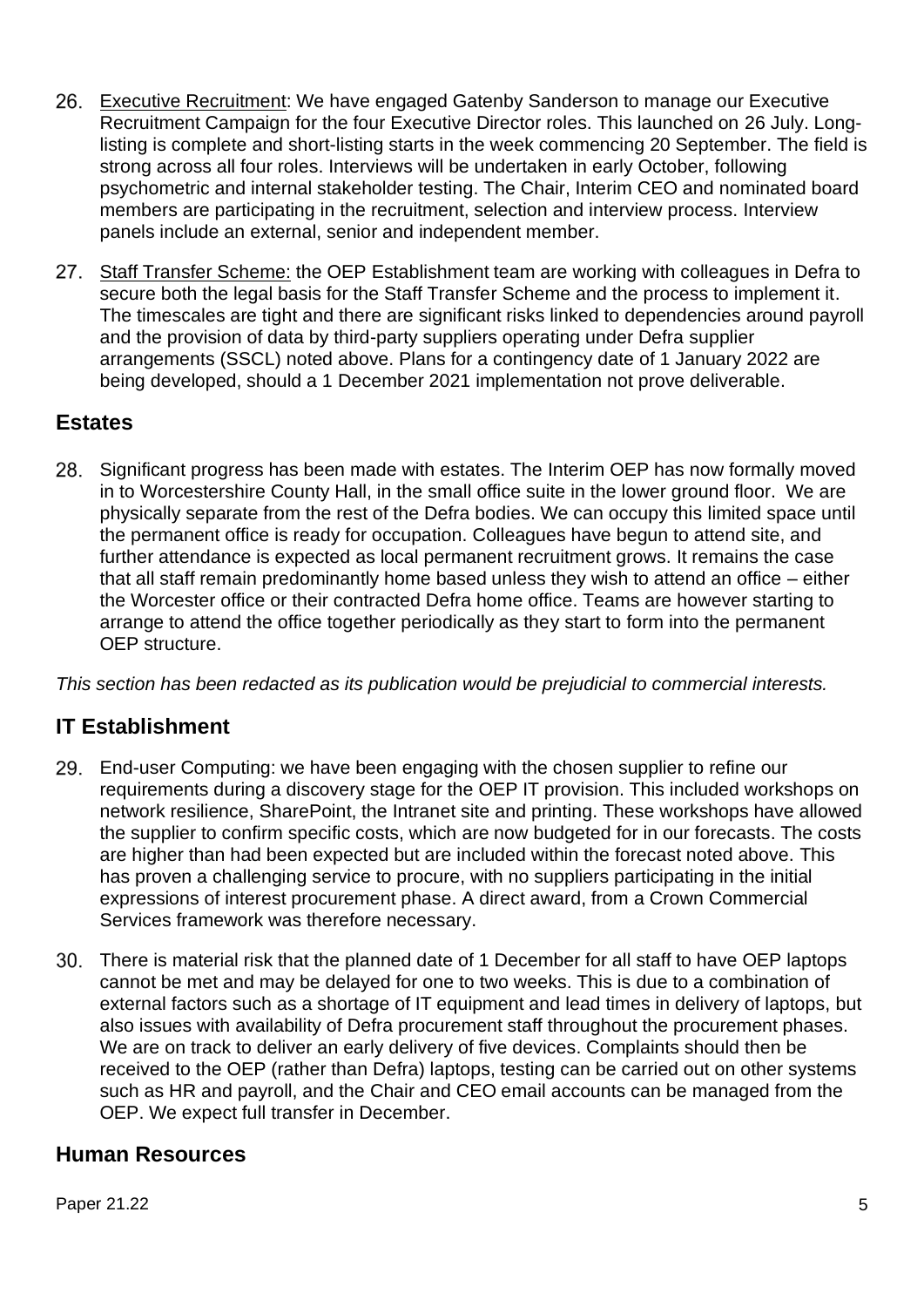26. <u>Executive Recruitment</u>: We have engaged Gatenby Sanderson to manage our Executive Recruitment Campaign for the four Executive Director roles. This launched on 26 July. Long-listing is complete and short-listing starts in the week commencing 20 September. The field is strong across all four roles. Interviews will be undertaken in early October, following psychometric and internal stakeholder testing. The Chair, Interim CEO and nominated board members are participating in the recruitment, selection and interview process. Interview panels include an external, senior and independent member.

27. <u>Staff Transfer Scheme:</u> the OEP Establishment team are working with colleagues in Defra to secure both the legal basis for the Staff Transfer Scheme and the process to implement it. The timescales are tight and there are significant risks linked to dependencies around payroll and the provision of data by third-party suppliers operating under Defra supplier arrangements (SSCL) noted above. Plans for a contingency date of 1 January 2022 are being developed, should a 1 December 2021 implementation not prove deliverable.

## Estates

28. Significant progress has been made with estates. The Interim OEP has now formally moved in to Worcestershire County Hall, in the small office suite in the lower ground floor. We are physically separate from the rest of the Defra bodies. We can occupy this limited space until the permanent office is ready for occupation. Colleagues have begun to attend site, and further attendance is expected as local permanent recruitment grows. It remains the case that all staff remain predominantly home based unless they wish to attend an office – either the Worcester office or their contracted Defra home office. Teams are however starting to arrange to attend the office together periodically as they start to form into the permanent OEP structure.

*This section has been redacted as its publication would be prejudicial to commercial interests.*

## IT Establishment

29. End-user Computing: we have been engaging with the chosen supplier to refine our requirements during a discovery stage for the OEP IT provision. This included workshops on network resilience, SharePoint, the Intranet site and printing. These workshops have allowed the supplier to confirm specific costs, which are now budgeted for in our forecasts. The costs are higher than had been expected but are included within the forecast noted above. This has proven a challenging service to procure, with no suppliers participating in the initial expressions of interest procurement phase. A direct award, from a Crown Commercial Services framework was therefore necessary.

30. There is material risk that the planned date of 1 December for all staff to have OEP laptops cannot be met and may be delayed for one to two weeks. This is due to a combination of external factors such as a shortage of IT equipment and lead times in delivery of laptops, but also issues with availability of Defra procurement staff throughout the procurement phases. We are on track to deliver an early delivery of five devices. Complaints should then be received to the OEP (rather than Defra) laptops, testing can be carried out on other systems such as HR and payroll, and the Chair and CEO email accounts can be managed from the OEP. We expect full transfer in December.

## Human Resources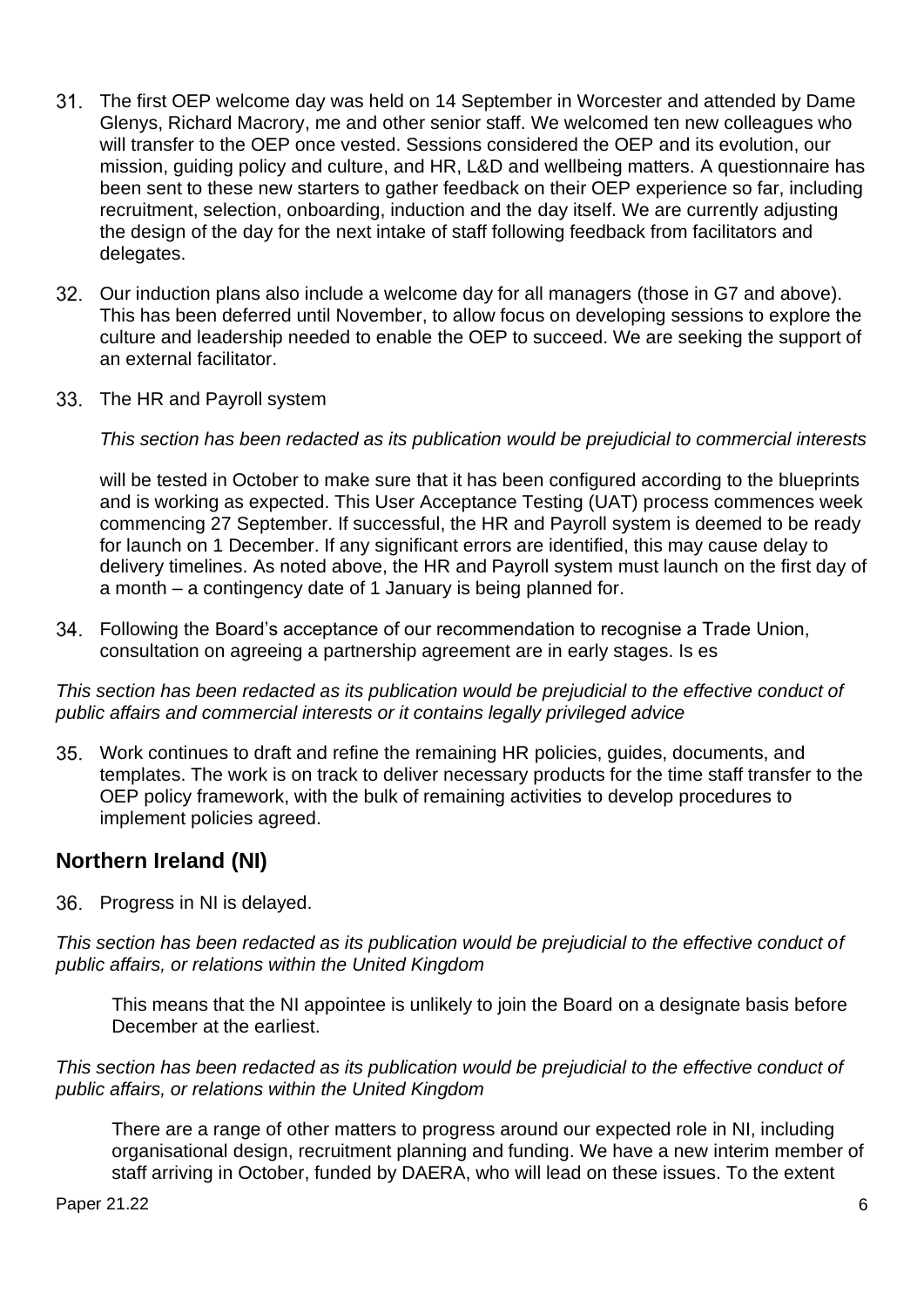31. The first OEP welcome day was held on 14 September in Worcester and attended by Dame Glenys, Richard Macrory, me and other senior staff. We welcomed ten new colleagues who will transfer to the OEP once vested. Sessions considered the OEP and its evolution, our mission, guiding policy and culture, and HR, L&D and wellbeing matters. A questionnaire has been sent to these new starters to gather feedback on their OEP experience so far, including recruitment, selection, onboarding, induction and the day itself. We are currently adjusting the design of the day for the next intake of staff following feedback from facilitators and delegates.

32. Our induction plans also include a welcome day for all managers (those in G7 and above). This has been deferred until November, to allow focus on developing sessions to explore the culture and leadership needed to enable the OEP to succeed. We are seeking the support of an external facilitator.

33. The HR and Payroll system

    *This section has been redacted as its publication would be prejudicial to commercial interests*

    will be tested in October to make sure that it has been configured according to the blueprints and is working as expected. This User Acceptance Testing (UAT) process commences week commencing 27 September. If successful, the HR and Payroll system is deemed to be ready for launch on 1 December. If any significant errors are identified, this may cause delay to delivery timelines. As noted above, the HR and Payroll system must launch on the first day of a month – a contingency date of 1 January is being planned for.

34. Following the Board's acceptance of our recommendation to recognise a Trade Union, consultation on agreeing a partnership agreement are in early stages. Is es

*This section has been redacted as its publication would be prejudicial to the effective conduct of public affairs and commercial interests or it contains legally privileged advice*

35. Work continues to draft and refine the remaining HR policies, guides, documents, and templates. The work is on track to deliver necessary products for the time staff transfer to the OEP policy framework, with the bulk of remaining activities to develop procedures to implement policies agreed.

## Northern Ireland (NI)

36. Progress in NI is delayed.

*This section has been redacted as its publication would be prejudicial to the effective conduct of public affairs, or relations within the United Kingdom*

This means that the NI appointee is unlikely to join the Board on a designate basis before December at the earliest.

*This section has been redacted as its publication would be prejudicial to the effective conduct of public affairs, or relations within the United Kingdom*

There are a range of other matters to progress around our expected role in NI, including organisational design, recruitment planning and funding. We have a new interim member of staff arriving in October, funded by DAERA, who will lead on these issues. To the extent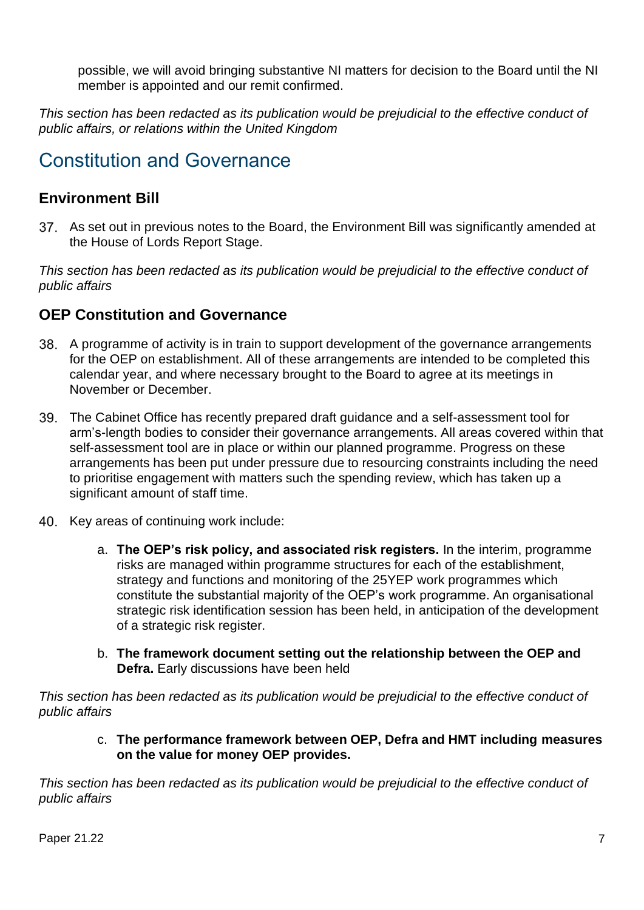possible, we will avoid bringing substantive NI matters for decision to the Board until the NI member is appointed and our remit confirmed.

*This section has been redacted as its publication would be prejudicial to the effective conduct of public affairs, or relations within the United Kingdom*

## Constitution and Governance

### Environment Bill

37. As set out in previous notes to the Board, the Environment Bill was significantly amended at the House of Lords Report Stage.

*This section has been redacted as its publication would be prejudicial to the effective conduct of public affairs*

### OEP Constitution and Governance

38. A programme of activity is in train to support development of the governance arrangements for the OEP on establishment. All of these arrangements are intended to be completed this calendar year, and where necessary brought to the Board to agree at its meetings in November or December.

39. The Cabinet Office has recently prepared draft guidance and a self-assessment tool for arm's-length bodies to consider their governance arrangements. All areas covered within that self-assessment tool are in place or within our planned programme. Progress on these arrangements has been put under pressure due to resourcing constraints including the need to prioritise engagement with matters such the spending review, which has taken up a significant amount of staff time.

40. Key areas of continuing work include:

    a. **The OEP's risk policy, and associated risk registers.** In the interim, programme risks are managed within programme structures for each of the establishment, strategy and functions and monitoring of the 25YEP work programmes which constitute the substantial majority of the OEP's work programme. An organisational strategic risk identification session has been held, in anticipation of the development of a strategic risk register.

    b. **The framework document setting out the relationship between the OEP and Defra.** Early discussions have been held

*This section has been redacted as its publication would be prejudicial to the effective conduct of public affairs*

    c. **The performance framework between OEP, Defra and HMT including measures on the value for money OEP provides.**

*This section has been redacted as its publication would be prejudicial to the effective conduct of public affairs*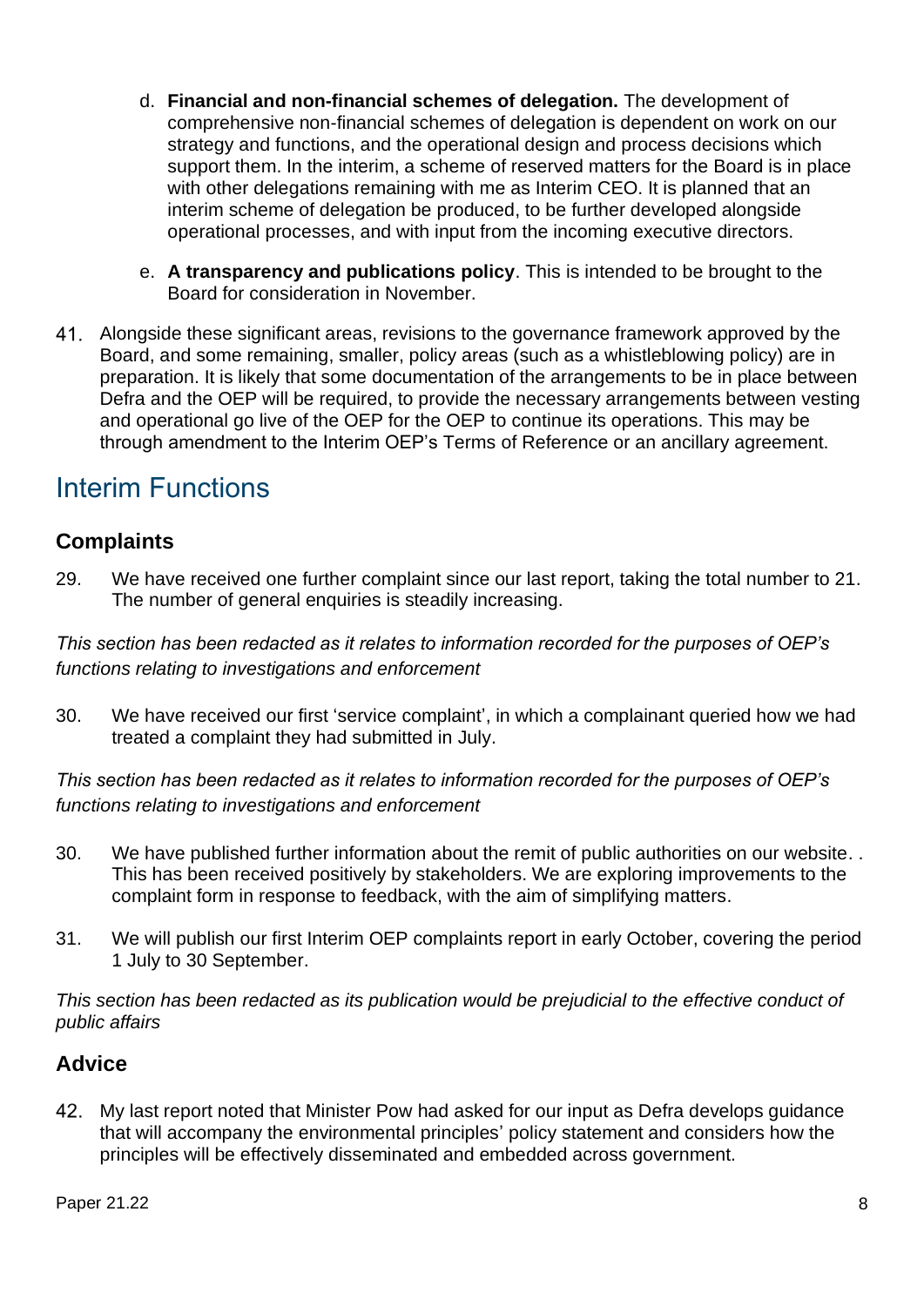d. **Financial and non-financial schemes of delegation.** The development of comprehensive non-financial schemes of delegation is dependent on work on our strategy and functions, and the operational design and process decisions which support them. In the interim, a scheme of reserved matters for the Board is in place with other delegations remaining with me as Interim CEO. It is planned that an interim scheme of delegation be produced, to be further developed alongside operational processes, and with input from the incoming executive directors.

e. **A transparency and publications policy**. This is intended to be brought to the Board for consideration in November.

41. Alongside these significant areas, revisions to the governance framework approved by the Board, and some remaining, smaller, policy areas (such as a whistleblowing policy) are in preparation. It is likely that some documentation of the arrangements to be in place between Defra and the OEP will be required, to provide the necessary arrangements between vesting and operational go live of the OEP for the OEP to continue its operations. This may be through amendment to the Interim OEP's Terms of Reference or an ancillary agreement.

## Interim Functions

### Complaints

29. We have received one further complaint since our last report, taking the total number to 21. The number of general enquiries is steadily increasing.

*This section has been redacted as it relates to information recorded for the purposes of OEP's functions relating to investigations and enforcement*

30. We have received our first 'service complaint', in which a complainant queried how we had treated a complaint they had submitted in July.

*This section has been redacted as it relates to information recorded for the purposes of OEP's functions relating to investigations and enforcement*

30. We have published further information about the remit of public authorities on our website. . This has been received positively by stakeholders. We are exploring improvements to the complaint form in response to feedback, with the aim of simplifying matters.

31. We will publish our first Interim OEP complaints report in early October, covering the period 1 July to 30 September.

*This section has been redacted as its publication would be prejudicial to the effective conduct of public affairs*

### Advice

42. My last report noted that Minister Pow had asked for our input as Defra develops guidance that will accompany the environmental principles' policy statement and considers how the principles will be effectively disseminated and embedded across government.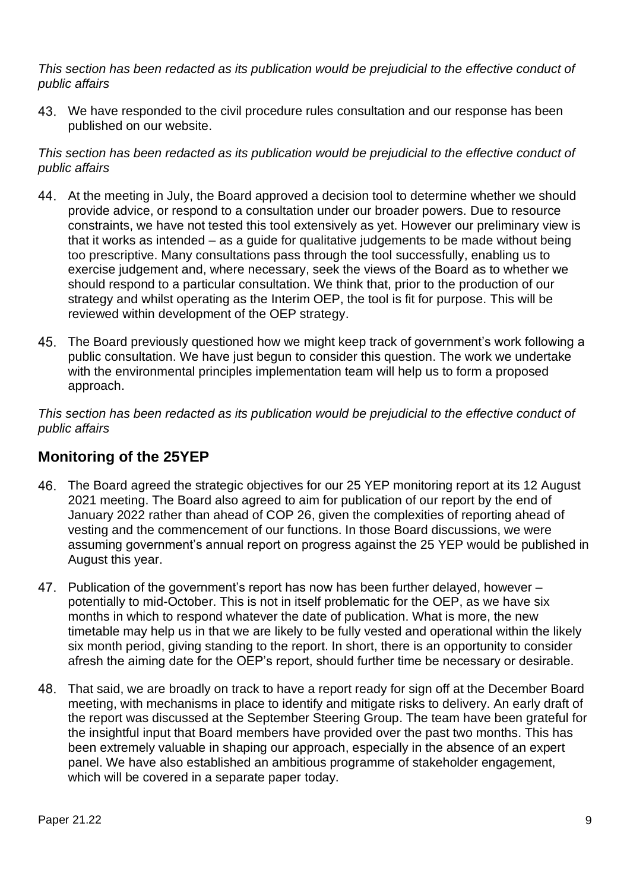*This section has been redacted as its publication would be prejudicial to the effective conduct of public affairs*

43. We have responded to the civil procedure rules consultation and our response has been published on our website.

*This section has been redacted as its publication would be prejudicial to the effective conduct of public affairs*

44. At the meeting in July, the Board approved a decision tool to determine whether we should provide advice, or respond to a consultation under our broader powers. Due to resource constraints, we have not tested this tool extensively as yet. However our preliminary view is that it works as intended – as a guide for qualitative judgements to be made without being too prescriptive. Many consultations pass through the tool successfully, enabling us to exercise judgement and, where necessary, seek the views of the Board as to whether we should respond to a particular consultation. We think that, prior to the production of our strategy and whilst operating as the Interim OEP, the tool is fit for purpose. This will be reviewed within development of the OEP strategy.

45. The Board previously questioned how we might keep track of government's work following a public consultation. We have just begun to consider this question. The work we undertake with the environmental principles implementation team will help us to form a proposed approach.

*This section has been redacted as its publication would be prejudicial to the effective conduct of public affairs*

## Monitoring of the 25YEP

46. The Board agreed the strategic objectives for our 25 YEP monitoring report at its 12 August 2021 meeting. The Board also agreed to aim for publication of our report by the end of January 2022 rather than ahead of COP 26, given the complexities of reporting ahead of vesting and the commencement of our functions. In those Board discussions, we were assuming government's annual report on progress against the 25 YEP would be published in August this year.

47. Publication of the government's report has now has been further delayed, however – potentially to mid-October. This is not in itself problematic for the OEP, as we have six months in which to respond whatever the date of publication. What is more, the new timetable may help us in that we are likely to be fully vested and operational within the likely six month period, giving standing to the report. In short, there is an opportunity to consider afresh the aiming date for the OEP's report, should further time be necessary or desirable.

48. That said, we are broadly on track to have a report ready for sign off at the December Board meeting, with mechanisms in place to identify and mitigate risks to delivery. An early draft of the report was discussed at the September Steering Group. The team have been grateful for the insightful input that Board members have provided over the past two months. This has been extremely valuable in shaping our approach, especially in the absence of an expert panel. We have also established an ambitious programme of stakeholder engagement, which will be covered in a separate paper today.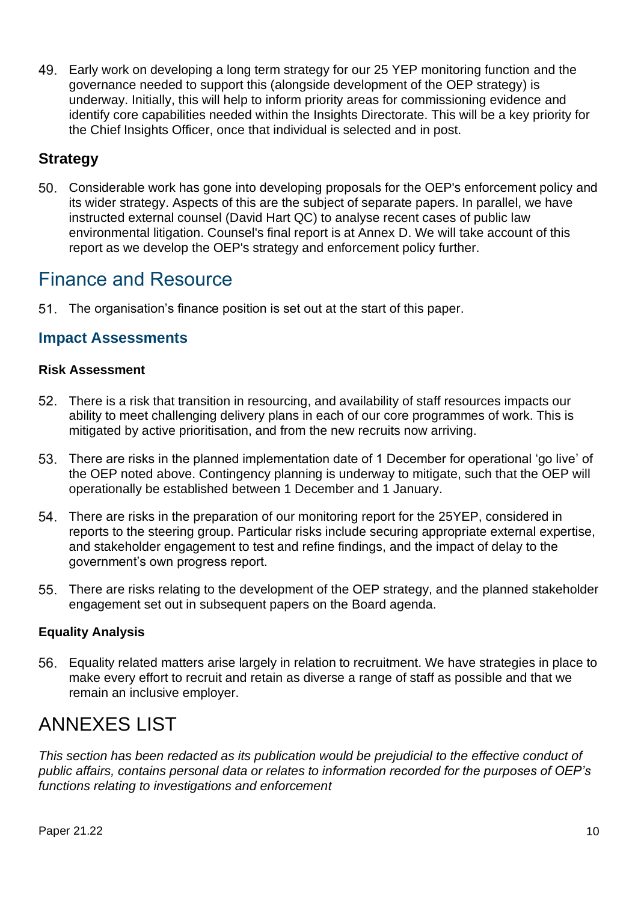49. Early work on developing a long term strategy for our 25 YEP monitoring function and the governance needed to support this (alongside development of the OEP strategy) is underway. Initially, this will help to inform priority areas for commissioning evidence and identify core capabilities needed within the Insights Directorate. This will be a key priority for the Chief Insights Officer, once that individual is selected and in post.

### Strategy

50. Considerable work has gone into developing proposals for the OEP's enforcement policy and its wider strategy. Aspects of this are the subject of separate papers. In parallel, we have instructed external counsel (David Hart QC) to analyse recent cases of public law environmental litigation. Counsel's final report is at Annex D. We will take account of this report as we develop the OEP's strategy and enforcement policy further.

## Finance and Resource

51. The organisation's finance position is set out at the start of this paper.

### Impact Assessments

#### Risk Assessment

52. There is a risk that transition in resourcing, and availability of staff resources impacts our ability to meet challenging delivery plans in each of our core programmes of work. This is mitigated by active prioritisation, and from the new recruits now arriving.

53. There are risks in the planned implementation date of 1 December for operational 'go live' of the OEP noted above. Contingency planning is underway to mitigate, such that the OEP will operationally be established between 1 December and 1 January.

54. There are risks in the preparation of our monitoring report for the 25YEP, considered in reports to the steering group. Particular risks include securing appropriate external expertise, and stakeholder engagement to test and refine findings, and the impact of delay to the government's own progress report.

55. There are risks relating to the development of the OEP strategy, and the planned stakeholder engagement set out in subsequent papers on the Board agenda.

#### Equality Analysis

56. Equality related matters arise largely in relation to recruitment. We have strategies in place to make every effort to recruit and retain as diverse a range of staff as possible and that we remain an inclusive employer.

## ANNEXES LIST

*This section has been redacted as its publication would be prejudicial to the effective conduct of public affairs, contains personal data or relates to information recorded for the purposes of OEP's functions relating to investigations and enforcement*

Paper 21.22